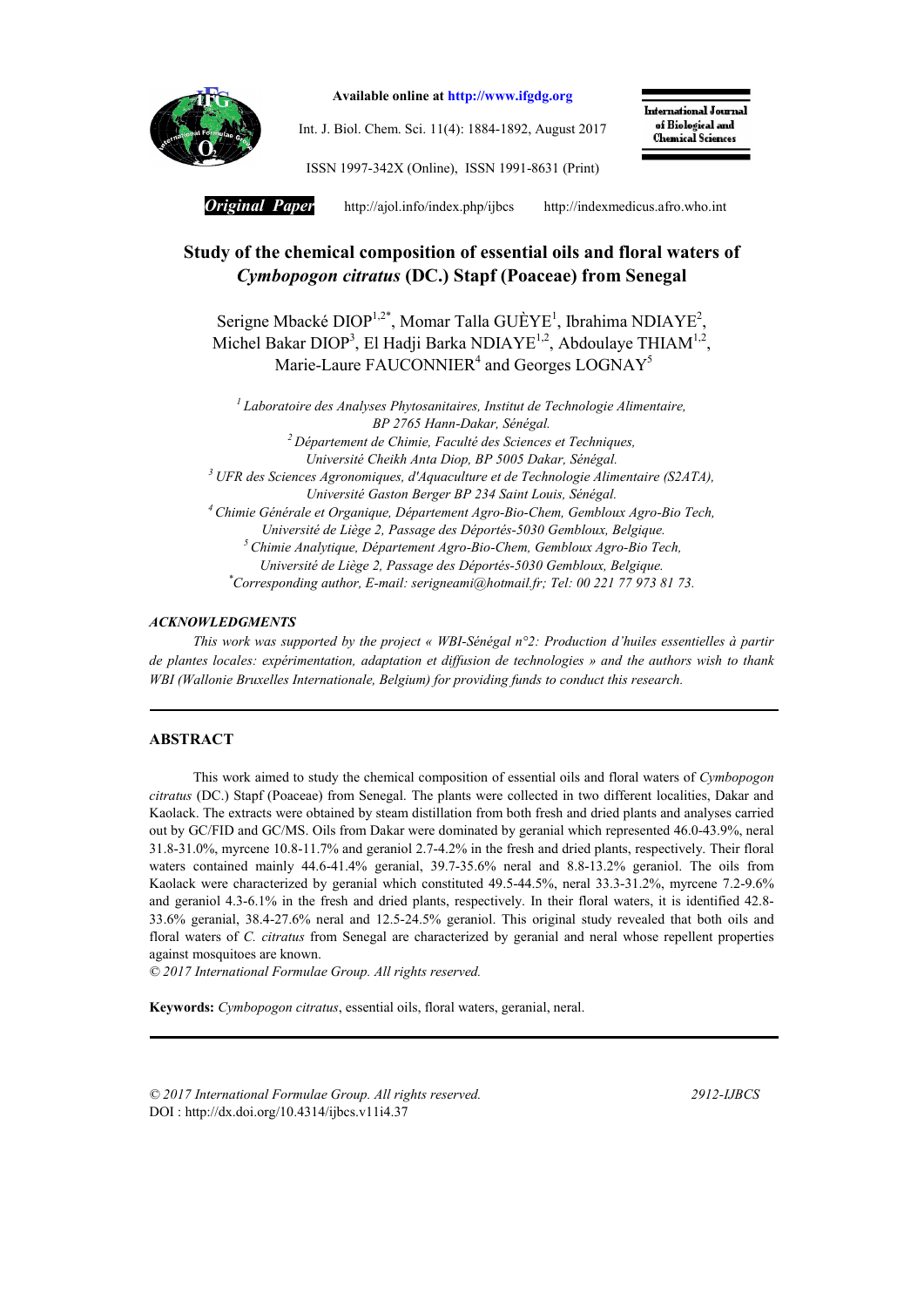*Original Paper*

# Study of the chemical composition of essential oils and floral waters of *Cymbopogon citratus* (DC.) Stapf (Poaceae) from Senegal

Serigne Mbacké DIOP[1,2*], Momar Talla GUÈYE[1], Ibrahima NDIAYE[2], Michel Bakar DIOP[3], El Hadji Barka NDIAYE[1,2], Abdoulaye THIAM[1,2], Marie-Laure FAUCONNIER[4] and Georges LOGNAY[5]

[1] *Laboratoire des Analyses Phytosanitaires, Institut de Technologie Alimentaire, BP 2765 Hann-Dakar, Sénégal.*
[2] *Département de Chimie, Faculté des Sciences et Techniques, Université Cheikh Anta Diop, BP 5005 Dakar, Sénégal.*
[3] *UFR des Sciences Agronomiques, d'Aquaculture et de Technologie Alimentaire (S2ATA), Université Gaston Berger BP 234 Saint Louis, Sénégal.*
[4] *Chimie Générale et Organique, Département Agro-Bio-Chem, Gembloux Agro-Bio Tech, Université de Liège 2, Passage des Déportés-5030 Gembloux, Belgique.*
[5] *Chimie Analytique, Département Agro-Bio-Chem, Gembloux Agro-Bio Tech, Université de Liège 2, Passage des Déportés-5030 Gembloux, Belgique.*
[*] *Corresponding author, E-mail: serigneami@hotmail.fr; Tel: 00 221 77 973 81 73.*

### ACKNOWLEDGMENTS

*This work was supported by the project « WBI-Sénégal n°2: Production d'huiles essentielles à partir de plantes locales: expérimentation, adaptation et diffusion de technologies » and the authors wish to thank WBI (Wallonie Bruxelles Internationale, Belgium) for providing funds to conduct this research.*

## ABSTRACT

This work aimed to study the chemical composition of essential oils and floral waters of *Cymbopogon citratus* (DC.) Stapf (Poaceae) from Senegal. The plants were collected in two different localities, Dakar and Kaolack. The extracts were obtained by steam distillation from both fresh and dried plants and analyses carried out by GC/FID and GC/MS. Oils from Dakar were dominated by geranial which represented 46.0-43.9%, neral 31.8-31.0%, myrcene 10.8-11.7% and geraniol 2.7-4.2% in the fresh and dried plants, respectively. Their floral waters contained mainly 44.6-41.4% geranial, 39.7-35.6% neral and 8.8-13.2% geraniol. The oils from Kaolack were characterized by geranial which constituted 49.5-44.5%, neral 33.3-31.2%, myrcene 7.2-9.6% and geraniol 4.3-6.1% in the fresh and dried plants, respectively. In their floral waters, it is identified 42.8-33.6% geranial, 38.4-27.6% neral and 12.5-24.5% geraniol. This original study revealed that both oils and floral waters of *C. citratus* from Senegal are characterized by geranial and neral whose repellent properties against mosquitoes are known.

*© 2017 International Formulae Group. All rights reserved.*

**Keywords:** *Cymbopogon citratus*, essential oils, floral waters, geranial, neral.

*© 2017 International Formulae Group. All rights reserved.* 2912-IJBCS
DOI : http://dx.doi.org/10.4314/ijbcs.v11i4.37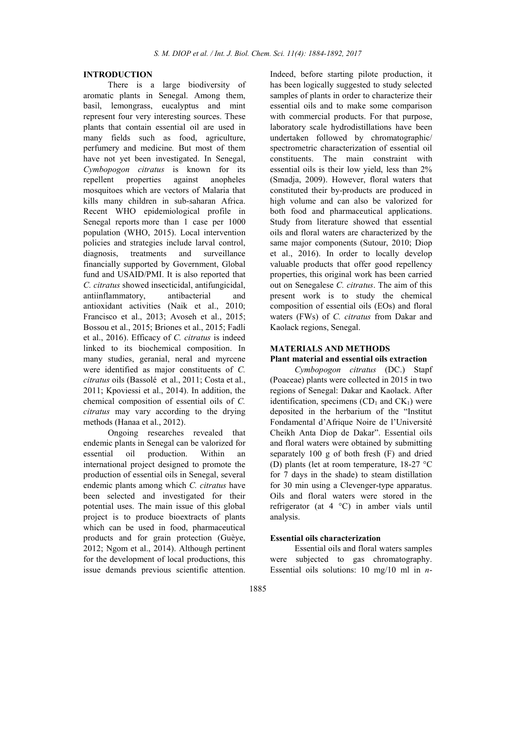## INTRODUCTION

There is a large biodiversity of aromatic plants in Senegal. Among them, basil, lemongrass, eucalyptus and mint represent four very interesting sources. These plants that contain essential oil are used in many fields such as food, agriculture, perfumery and medicine. But most of them have not yet been investigated. In Senegal, *Cymbopogon citratus* is known for its repellent properties against anopheles mosquitoes which are vectors of Malaria that kills many children in sub-saharan Africa. Recent WHO epidemiological profile in Senegal reports more than 1 case per 1000 population (WHO, 2015). Local intervention policies and strategies include larval control, diagnosis, treatments and surveillance financially supported by Government, Global fund and USAID/PMI. It is also reported that *C. citratus* showed insecticidal, antifungicidal, antiinflammatory, antibacterial and antioxidant activities (Naik et al., 2010; Francisco et al., 2013; Avoseh et al., 2015; Bossou et al., 2015; Briones et al., 2015; Fadli et al., 2016). Efficacy of *C. citratus* is indeed linked to its biochemical composition. In many studies, geranial, neral and myrcene were identified as major constituents of *C. citratus* oils (Bassolé et al., 2011; Costa et al., 2011; Kpoviessi et al., 2014). In addition, the chemical composition of essential oils of *C. citratus* may vary according to the drying methods (Hanaa et al., 2012).

Ongoing researches revealed that endemic plants in Senegal can be valorized for essential oil production. Within an international project designed to promote the production of essential oils in Senegal, several endemic plants among which *C. citratus* have been selected and investigated for their potential uses. The main issue of this global project is to produce bioextracts of plants which can be used in food, pharmaceutical products and for grain protection (Guèye, 2012; Ngom et al., 2014). Although pertinent for the development of local productions, this issue demands previous scientific attention. Indeed, before starting pilote production, it has been logically suggested to study selected samples of plants in order to characterize their essential oils and to make some comparison with commercial products. For that purpose, laboratory scale hydrodistillations have been undertaken followed by chromatographic/ spectrometric characterization of essential oil constituents. The main constraint with essential oils is their low yield, less than 2% (Smadja, 2009). However, floral waters that constituted their by-products are produced in high volume and can also be valorized for both food and pharmaceutical applications. Study from literature showed that essential oils and floral waters are characterized by the same major components (Sutour, 2010; Diop et al., 2016). In order to locally develop valuable products that offer good repellency properties, this original work has been carried out on Senegalese *C. citratus*. The aim of this present work is to study the chemical composition of essential oils (EOs) and floral waters (FWs) of *C. citratus* from Dakar and Kaolack regions, Senegal.

## MATERIALS AND METHODS

### Plant material and essential oils extraction

*Cymbopogon citratus* (DC.) Stapf (Poaceae) plants were collected in 2015 in two regions of Senegal: Dakar and Kaolack. After identification, specimens ($CD_1$ and $CK_1$) were deposited in the herbarium of the "Institut Fondamental d'Afrique Noire de l'Université Cheikh Anta Diop de Dakar". Essential oils and floral waters were obtained by submitting separately 100 g of both fresh (F) and dried (D) plants (let at room temperature, 18-27 °C for 7 days in the shade) to steam distillation for 30 min using a Clevenger-type apparatus. Oils and floral waters were stored in the refrigerator (at 4 °C) in amber vials until analysis.

### Essential oils characterization

Essential oils and floral waters samples were subjected to gas chromatography. Essential oils solutions: 10 mg/10 ml in *n*-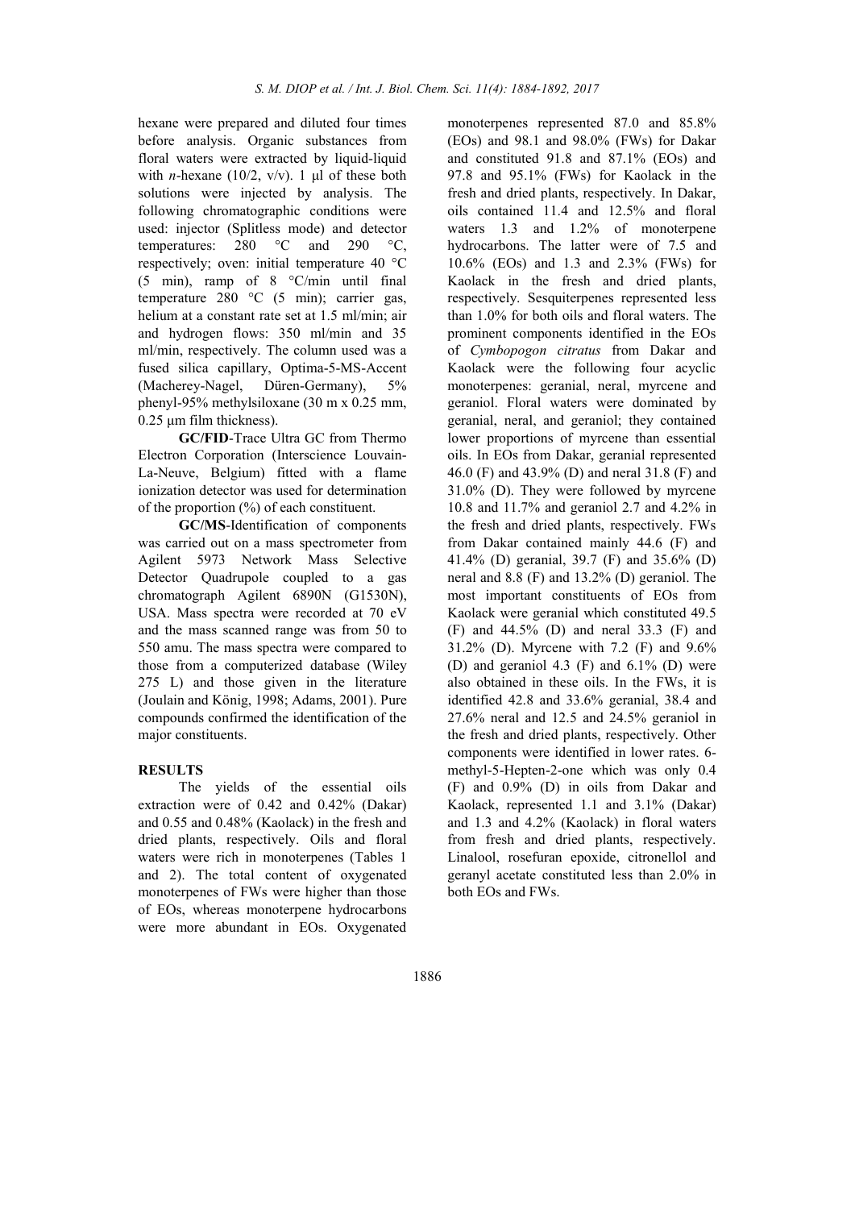hexane were prepared and diluted four times before analysis. Organic substances from floral waters were extracted by liquid-liquid with *n*-hexane (10/2, v/v). 1 µl of these both solutions were injected by analysis. The following chromatographic conditions were used: injector (Splitless mode) and detector temperatures: 280 °C and 290 °C, respectively; oven: initial temperature 40 °C (5 min), ramp of 8 °C/min until final temperature 280 °C (5 min); carrier gas, helium at a constant rate set at 1.5 ml/min; air and hydrogen flows: 350 ml/min and 35 ml/min, respectively. The column used was a fused silica capillary, Optima-5-MS-Accent (Macherey-Nagel, Düren-Germany), 5% phenyl-95% methylsiloxane (30 m x 0.25 mm, 0.25 µm film thickness).

**GC/FID**-Trace Ultra GC from Thermo Electron Corporation (Interscience Louvain-La-Neuve, Belgium) fitted with a flame ionization detector was used for determination of the proportion (%) of each constituent.

**GC/MS**-Identification of components was carried out on a mass spectrometer from Agilent 5973 Network Mass Selective Detector Quadrupole coupled to a gas chromatograph Agilent 6890N (G1530N), USA. Mass spectra were recorded at 70 eV and the mass scanned range was from 50 to 550 amu. The mass spectra were compared to those from a computerized database (Wiley 275 L) and those given in the literature (Joulain and König, 1998; Adams, 2001). Pure compounds confirmed the identification of the major constituents.

## RESULTS

The yields of the essential oils extraction were of 0.42 and 0.42% (Dakar) and 0.55 and 0.48% (Kaolack) in the fresh and dried plants, respectively. Oils and floral waters were rich in monoterpenes (Tables 1 and 2). The total content of oxygenated monoterpenes of FWs were higher than those of EOs, whereas monoterpene hydrocarbons were more abundant in EOs. Oxygenated monoterpenes represented 87.0 and 85.8% (EOs) and 98.1 and 98.0% (FWs) for Dakar and constituted 91.8 and 87.1% (EOs) and 97.8 and 95.1% (FWs) for Kaolack in the fresh and dried plants, respectively. In Dakar, oils contained 11.4 and 12.5% and floral waters 1.3 and 1.2% of monoterpene hydrocarbons. The latter were of 7.5 and 10.6% (EOs) and 1.3 and 2.3% (FWs) for Kaolack in the fresh and dried plants, respectively. Sesquiterpenes represented less than 1.0% for both oils and floral waters. The prominent components identified in the EOs of *Cymbopogon citratus* from Dakar and Kaolack were the following four acyclic monoterpenes: geranial, neral, myrcene and geraniol. Floral waters were dominated by geranial, neral, and geraniol; they contained lower proportions of myrcene than essential oils. In EOs from Dakar, geranial represented 46.0 (F) and 43.9% (D) and neral 31.8 (F) and 31.0% (D). They were followed by myrcene 10.8 and 11.7% and geraniol 2.7 and 4.2% in the fresh and dried plants, respectively. FWs from Dakar contained mainly 44.6 (F) and 41.4% (D) geranial, 39.7 (F) and 35.6% (D) neral and 8.8 (F) and 13.2% (D) geraniol. The most important constituents of EOs from Kaolack were geranial which constituted 49.5 (F) and 44.5% (D) and neral 33.3 (F) and 31.2% (D). Myrcene with 7.2 (F) and 9.6% (D) and geraniol 4.3 (F) and 6.1% (D) were also obtained in these oils. In the FWs, it is identified 42.8 and 33.6% geranial, 38.4 and 27.6% neral and 12.5 and 24.5% geraniol in the fresh and dried plants, respectively. Other components were identified in lower rates. 6-methyl-5-Hepten-2-one which was only 0.4 (F) and 0.9% (D) in oils from Dakar and Kaolack, represented 1.1 and 3.1% (Dakar) and 1.3 and 4.2% (Kaolack) in floral waters from fresh and dried plants, respectively. Linalool, rosefuran epoxide, citronellol and geranyl acetate constituted less than 2.0% in both EOs and FWs.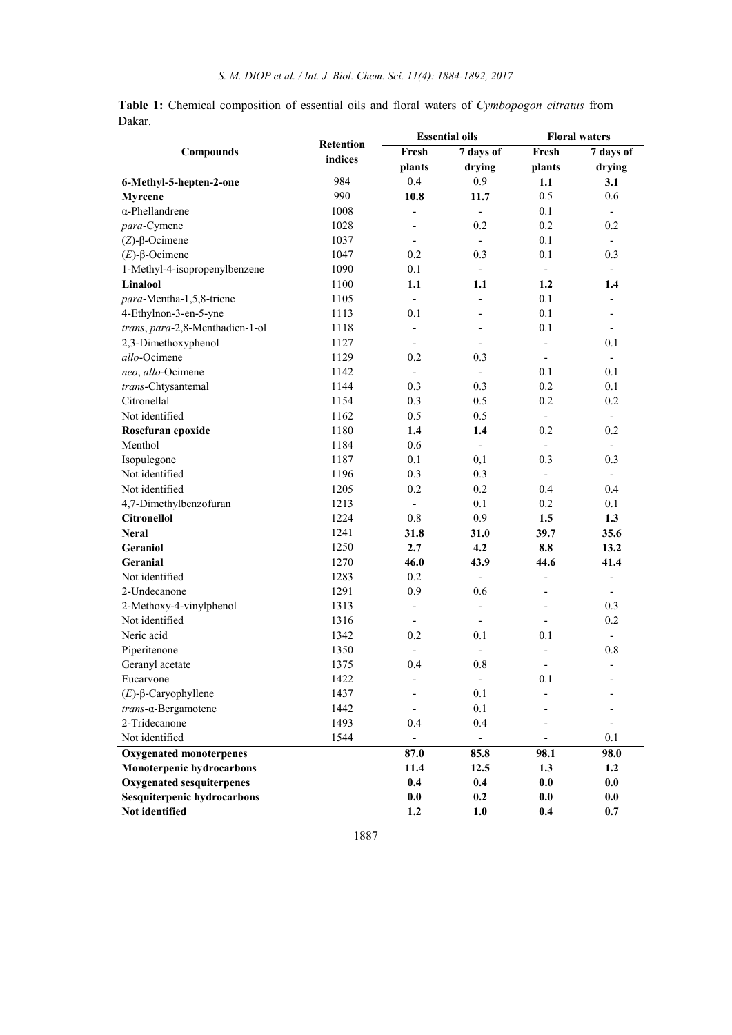**Table 1:** Chemical composition of essential oils and floral waters of *Cymbopogon citratus* from Dakar.

| Compounds | Retention indices | Essential oils | | Floral waters | |
|---|---|---|---|---|---|
| | | Fresh plants | 7 days of drying | Fresh plants | 7 days of drying |
| **6-Methyl-5-hepten-2-one** | 984 | 0.4 | 0.9 | **1.1** | **3.1** |
| **Myrcene** | 990 | **10.8** | **11.7** | 0.5 | 0.6 |
| α-Phellandrene | 1008 | - | - | 0.1 | - |
| *para*-Cymene | 1028 | - | 0.2 | 0.2 | 0.2 |
| (*Z*)-β-Ocimene | 1037 | - | - | 0.1 | - |
| (*E*)-β-Ocimene | 1047 | 0.2 | 0.3 | 0.1 | 0.3 |
| 1-Methyl-4-isopropenylbenzene | 1090 | 0.1 | - | - | - |
| **Linalool** | 1100 | **1.1** | **1.1** | **1.2** | **1.4** |
| *para*-Mentha-1,5,8-triene | 1105 | - | - | 0.1 | - |
| 4-Ethylnon-3-en-5-yne | 1113 | 0.1 | - | 0.1 | - |
| *trans*, *para*-2,8-Menthadien-1-ol | 1118 | - | - | 0.1 | - |
| 2,3-Dimethoxyphenol | 1127 | - | - | - | 0.1 |
| *allo*-Ocimene | 1129 | 0.2 | 0.3 | - | - |
| *neo*, *allo*-Ocimene | 1142 | - | - | 0.1 | 0.1 |
| *trans*-Chtysantemal | 1144 | 0.3 | 0.3 | 0.2 | 0.1 |
| Citronellal | 1154 | 0.3 | 0.5 | 0.2 | 0.2 |
| Not identified | 1162 | 0.5 | 0.5 | - | - |
| **Rosefuran epoxide** | 1180 | **1.4** | **1.4** | 0.2 | 0.2 |
| Menthol | 1184 | 0.6 | - | - | - |
| Isopulegone | 1187 | 0.1 | 0,1 | 0.3 | 0.3 |
| Not identified | 1196 | 0.3 | 0.3 | - | - |
| Not identified | 1205 | 0.2 | 0.2 | 0.4 | 0.4 |
| 4,7-Dimethylbenzofuran | 1213 | - | 0.1 | 0.2 | 0.1 |
| **Citronellol** | 1224 | 0.8 | 0.9 | **1.5** | **1.3** |
| **Neral** | 1241 | **31.8** | **31.0** | **39.7** | **35.6** |
| **Geraniol** | 1250 | **2.7** | **4.2** | **8.8** | **13.2** |
| **Geranial** | 1270 | **46.0** | **43.9** | **44.6** | **41.4** |
| Not identified | 1283 | 0.2 | - | - | - |
| 2-Undecanone | 1291 | 0.9 | 0.6 | - | - |
| 2-Methoxy-4-vinylphenol | 1313 | - | - | - | 0.3 |
| Not identified | 1316 | - | - | - | 0.2 |
| Neric acid | 1342 | 0.2 | 0.1 | 0.1 | - |
| Piperitenone | 1350 | - | - | - | 0.8 |
| Geranyl acetate | 1375 | 0.4 | 0.8 | - | - |
| Eucarvone | 1422 | - | - | 0.1 | - |
| (*E*)-β-Caryophyllene | 1437 | - | 0.1 | - | - |
| *trans*-α-Bergamotene | 1442 | - | 0.1 | - | - |
| 2-Tridecanone | 1493 | 0.4 | 0.4 | - | - |
| Not identified | 1544 | - | - | - | 0.1 |
| **Oxygenated monoterpenes** | | **87.0** | **85.8** | **98.1** | **98.0** |
| **Monoterpenic hydrocarbons** | | **11.4** | **12.5** | **1.3** | **1.2** |
| **Oxygenated sesquiterpenes** | | **0.4** | **0.4** | **0.0** | **0.0** |
| **Sesquiterpenic hydrocarbons** | | **0.0** | **0.2** | **0.0** | **0.0** |
| **Not identified** | | **1.2** | **1.0** | **0.4** | **0.7** |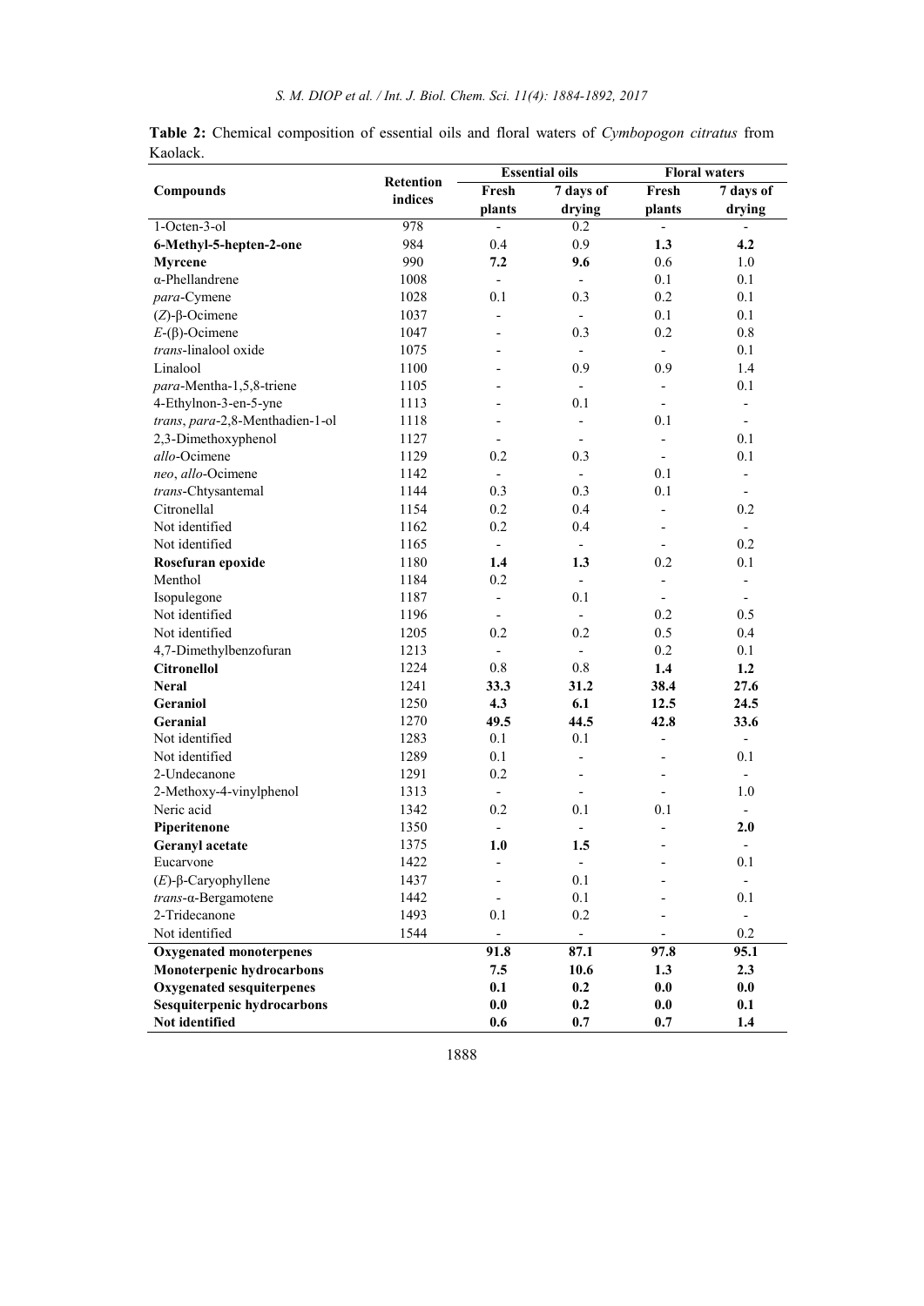**Table 2:** Chemical composition of essential oils and floral waters of *Cymbopogon citratus* from Kaolack.

| Compounds | Retention indices | Essential oils | | Floral waters | |
|---|---|---|---|---|---|
| | | Fresh plants | 7 days of drying | Fresh plants | 7 days of drying |
| 1-Octen-3-ol | 978 | - | 0.2 | - | - |
| **6-Methyl-5-hepten-2-one** | 984 | 0.4 | 0.9 | **1.3** | **4.2** |
| **Myrcene** | 990 | **7.2** | **9.6** | 0.6 | 1.0 |
| α-Phellandrene | 1008 | - | - | 0.1 | 0.1 |
| *para*-Cymene | 1028 | 0.1 | 0.3 | 0.2 | 0.1 |
| (*Z*)-β-Ocimene | 1037 | - | - | 0.1 | 0.1 |
| *E*-(β)-Ocimene | 1047 | - | 0.3 | 0.2 | 0.8 |
| *trans*-linalool oxide | 1075 | - | - | - | 0.1 |
| Linalool | 1100 | - | 0.9 | 0.9 | 1.4 |
| *para*-Mentha-1,5,8-triene | 1105 | - | - | - | 0.1 |
| 4-Ethylnon-3-en-5-yne | 1113 | - | 0.1 | - | - |
| *trans*, *para*-2,8-Menthadien-1-ol | 1118 | - | - | 0.1 | - |
| 2,3-Dimethoxyphenol | 1127 | - | - | - | 0.1 |
| *allo*-Ocimene | 1129 | 0.2 | 0.3 | - | 0.1 |
| *neo*, *allo*-Ocimene | 1142 | - | - | 0.1 | - |
| *trans*-Chtysantemal | 1144 | 0.3 | 0.3 | 0.1 | - |
| Citronellal | 1154 | 0.2 | 0.4 | - | 0.2 |
| Not identified | 1162 | 0.2 | 0.4 | - | - |
| Not identified | 1165 | - | - | - | 0.2 |
| **Rosefuran epoxide** | 1180 | **1.4** | **1.3** | 0.2 | 0.1 |
| Menthol | 1184 | 0.2 | - | - | - |
| Isopulegone | 1187 | - | 0.1 | - | - |
| Not identified | 1196 | - | - | 0.2 | 0.5 |
| Not identified | 1205 | 0.2 | 0.2 | 0.5 | 0.4 |
| 4,7-Dimethylbenzofuran | 1213 | - | - | 0.2 | 0.1 |
| **Citronellol** | 1224 | 0.8 | 0.8 | **1.4** | **1.2** |
| **Neral** | 1241 | **33.3** | **31.2** | **38.4** | **27.6** |
| **Geraniol** | 1250 | **4.3** | **6.1** | **12.5** | **24.5** |
| **Geranial** | 1270 | **49.5** | **44.5** | **42.8** | **33.6** |
| Not identified | 1283 | 0.1 | 0.1 | - | - |
| Not identified | 1289 | 0.1 | - | - | 0.1 |
| 2-Undecanone | 1291 | 0.2 | - | - | - |
| 2-Methoxy-4-vinylphenol | 1313 | - | - | - | 1.0 |
| Neric acid | 1342 | 0.2 | 0.1 | 0.1 | - |
| **Piperitenone** | 1350 | - | - | - | **2.0** |
| **Geranyl acetate** | 1375 | **1.0** | **1.5** | - | - |
| Eucarvone | 1422 | - | - | - | 0.1 |
| (*E*)-β-Caryophyllene | 1437 | - | 0.1 | - | - |
| *trans*-α-Bergamotene | 1442 | - | 0.1 | - | 0.1 |
| 2-Tridecanone | 1493 | 0.1 | 0.2 | - | - |
| Not identified | 1544 | - | - | - | 0.2 |
| **Oxygenated monoterpenes** | | **91.8** | **87.1** | **97.8** | **95.1** |
| **Monoterpenic hydrocarbons** | | **7.5** | **10.6** | **1.3** | **2.3** |
| **Oxygenated sesquiterpenes** | | **0.1** | **0.2** | **0.0** | **0.0** |
| **Sesquiterpenic hydrocarbons** | | **0.0** | **0.2** | **0.0** | **0.1** |
| **Not identified** | | **0.6** | **0.7** | **0.7** | **1.4** |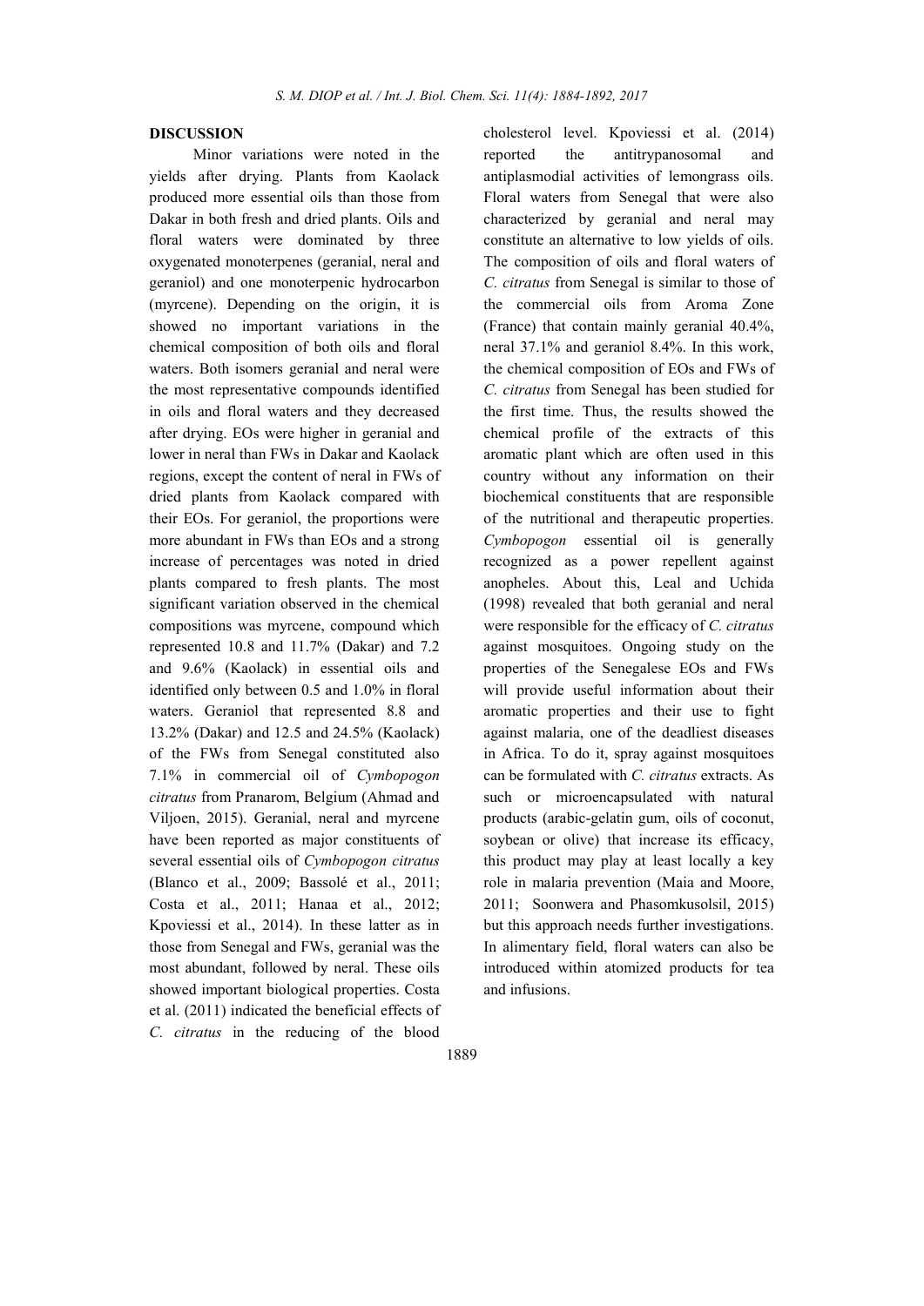## DISCUSSION

Minor variations were noted in the yields after drying. Plants from Kaolack produced more essential oils than those from Dakar in both fresh and dried plants. Oils and floral waters were dominated by three oxygenated monoterpenes (geranial, neral and geraniol) and one monoterpenic hydrocarbon (myrcene). Depending on the origin, it is showed no important variations in the chemical composition of both oils and floral waters. Both isomers geranial and neral were the most representative compounds identified in oils and floral waters and they decreased after drying. EOs were higher in geranial and lower in neral than FWs in Dakar and Kaolack regions, except the content of neral in FWs of dried plants from Kaolack compared with their EOs. For geraniol, the proportions were more abundant in FWs than EOs and a strong increase of percentages was noted in dried plants compared to fresh plants. The most significant variation observed in the chemical compositions was myrcene, compound which represented 10.8 and 11.7% (Dakar) and 7.2 and 9.6% (Kaolack) in essential oils and identified only between 0.5 and 1.0% in floral waters. Geraniol that represented 8.8 and 13.2% (Dakar) and 12.5 and 24.5% (Kaolack) of the FWs from Senegal constituted also 7.1% in commercial oil of *Cymbopogon citratus* from Pranarom, Belgium (Ahmad and Viljoen, 2015). Geranial, neral and myrcene have been reported as major constituents of several essential oils of *Cymbopogon citratus* (Blanco et al., 2009; Bassolé et al., 2011; Costa et al., 2011; Hanaa et al., 2012; Kpoviessi et al., 2014). In these latter as in those from Senegal and FWs, geranial was the most abundant, followed by neral. These oils showed important biological properties. Costa et al. (2011) indicated the beneficial effects of *C. citratus* in the reducing of the blood cholesterol level. Kpoviessi et al. (2014) reported the antitrypanosomal and antiplasmodial activities of lemongrass oils. Floral waters from Senegal that were also characterized by geranial and neral may constitute an alternative to low yields of oils. The composition of oils and floral waters of *C. citratus* from Senegal is similar to those of the commercial oils from Aroma Zone (France) that contain mainly geranial 40.4%, neral 37.1% and geraniol 8.4%. In this work, the chemical composition of EOs and FWs of *C. citratus* from Senegal has been studied for the first time. Thus, the results showed the chemical profile of the extracts of this aromatic plant which are often used in this country without any information on their biochemical constituents that are responsible of the nutritional and therapeutic properties. *Cymbopogon* essential oil is generally recognized as a power repellent against anopheles. About this, Leal and Uchida (1998) revealed that both geranial and neral were responsible for the efficacy of *C. citratus* against mosquitoes. Ongoing study on the properties of the Senegalese EOs and FWs will provide useful information about their aromatic properties and their use to fight against malaria, one of the deadliest diseases in Africa. To do it, spray against mosquitoes can be formulated with *C. citratus* extracts. As such or microencapsulated with natural products (arabic-gelatin gum, oils of coconut, soybean or olive) that increase its efficacy, this product may play at least locally a key role in malaria prevention (Maia and Moore, 2011; Soonwera and Phasomkusolsil, 2015) but this approach needs further investigations. In alimentary field, floral waters can also be introduced within atomized products for tea and infusions.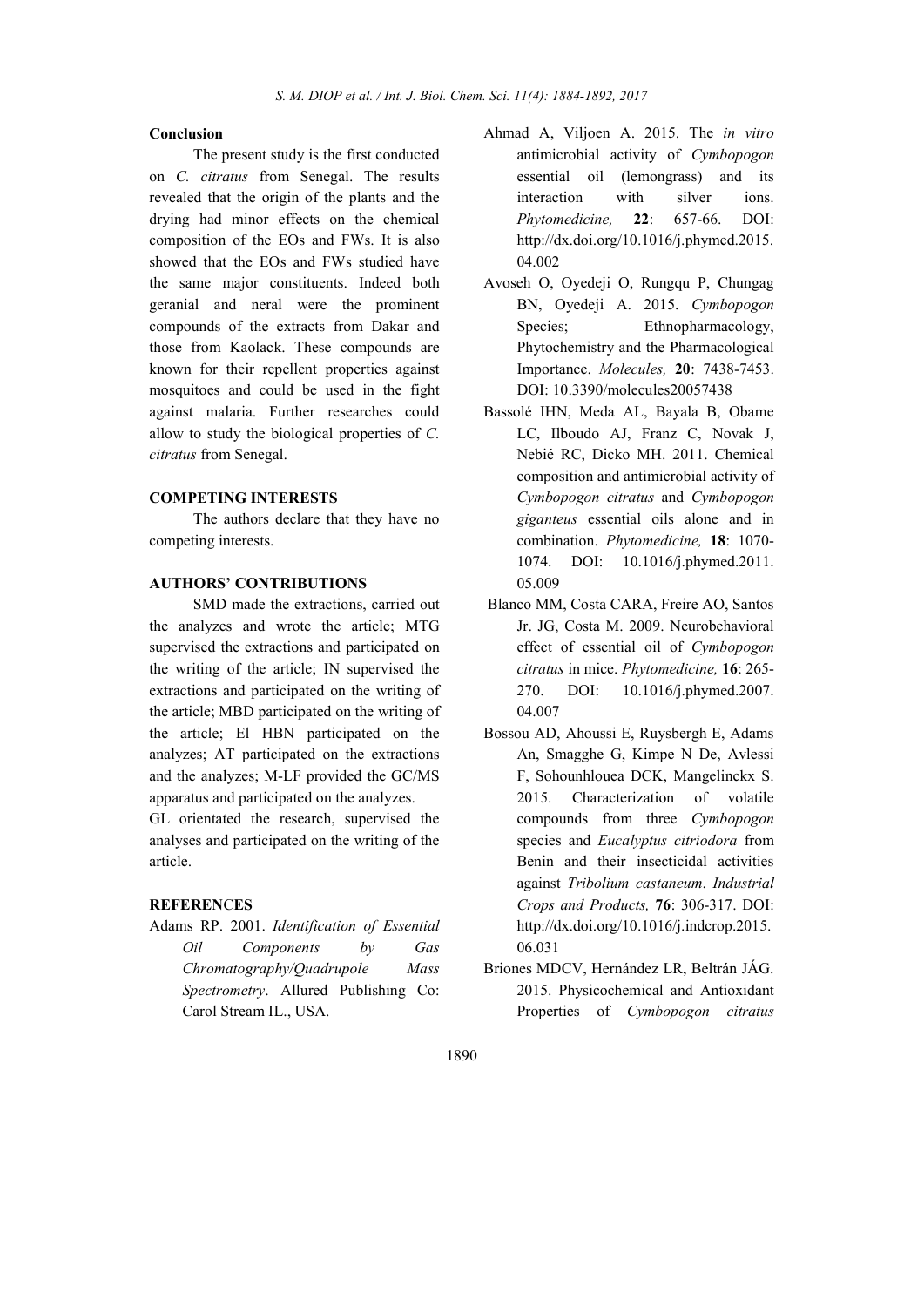## Conclusion

The present study is the first conducted on *C. citratus* from Senegal. The results revealed that the origin of the plants and the drying had minor effects on the chemical composition of the EOs and FWs. It is also showed that the EOs and FWs studied have the same major constituents. Indeed both geranial and neral were the prominent compounds of the extracts from Dakar and those from Kaolack. These compounds are known for their repellent properties against mosquitoes and could be used in the fight against malaria. Further researches could allow to study the biological properties of *C. citratus* from Senegal.

## COMPETING INTERESTS

The authors declare that they have no competing interests.

## AUTHORS' CONTRIBUTIONS

SMD made the extractions, carried out the analyzes and wrote the article; MTG supervised the extractions and participated on the writing of the article; IN supervised the extractions and participated on the writing of the article; MBD participated on the writing of the article; El HBN participated on the analyzes; AT participated on the extractions and the analyzes; M-LF provided the GC/MS apparatus and participated on the analyzes.

GL orientated the research, supervised the analyses and participated on the writing of the article.

## REFERENCES

Adams RP. 2001. *Identification of Essential Oil Components by Gas Chromatography/Quadrupole Mass Spectrometry*. Allured Publishing Co: Carol Stream IL., USA.

Ahmad A, Viljoen A. 2015. The *in vitro* antimicrobial activity of *Cymbopogon* essential oil (lemongrass) and its interaction with silver ions. *Phytomedicine,* **22**: 657-66. DOI: http://dx.doi.org/10.1016/j.phymed.2015.04.002

Avoseh O, Oyedeji O, Rungqu P, Chungag BN, Oyedeji A. 2015. *Cymbopogon* Species; Ethnopharmacology, Phytochemistry and the Pharmacological Importance. *Molecules,* **20**: 7438-7453. DOI: 10.3390/molecules20057438

Bassolé IHN, Meda AL, Bayala B, Obame LC, Ilboudo AJ, Franz C, Novak J, Nebié RC, Dicko MH. 2011. Chemical composition and antimicrobial activity of *Cymbopogon citratus* and *Cymbopogon giganteus* essential oils alone and in combination. *Phytomedicine,* **18**: 1070-1074. DOI: 10.1016/j.phymed.2011.05.009

Blanco MM, Costa CARA, Freire AO, Santos Jr. JG, Costa M. 2009. Neurobehavioral effect of essential oil of *Cymbopogon citratus* in mice. *Phytomedicine,* **16**: 265-270. DOI: 10.1016/j.phymed.2007.04.007

Bossou AD, Ahoussi E, Ruysbergh E, Adams An, Smagghe G, Kimpe N De, Avlessi F, Sohounhlouea DCK, Mangelinckx S. 2015. Characterization of volatile compounds from three *Cymbopogon* species and *Eucalyptus citriodora* from Benin and their insecticidal activities against *Tribolium castaneum*. *Industrial Crops and Products,* **76**: 306-317. DOI: http://dx.doi.org/10.1016/j.indcrop.2015.06.031

Briones MDCV, Hernández LR, Beltrán JÁG. 2015. Physicochemical and Antioxidant Properties of *Cymbopogon citratus*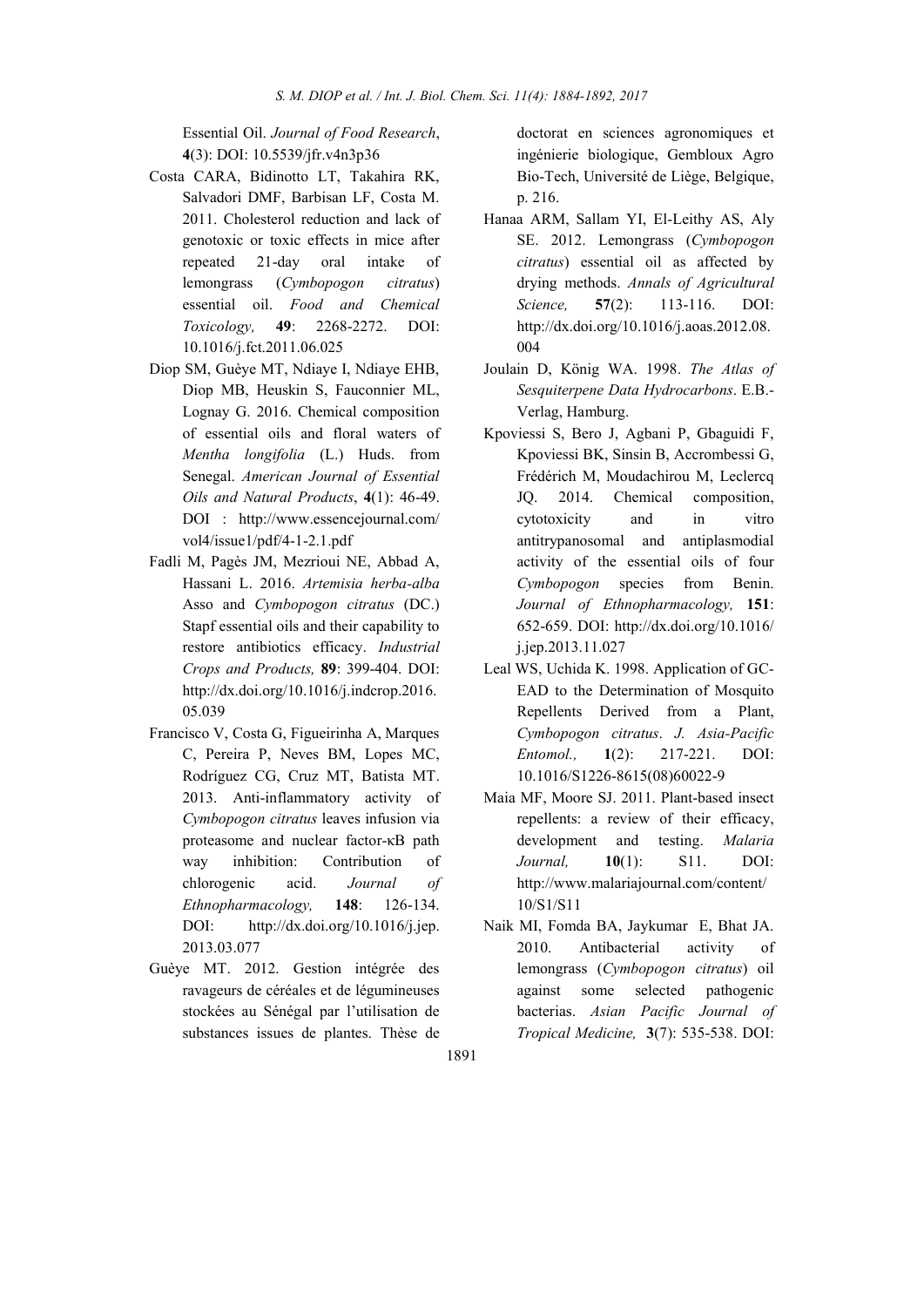Essential Oil. *Journal of Food Research*, **4**(3): DOI: 10.5539/jfr.v4n3p36

Costa CARA, Bidinotto LT, Takahira RK, Salvadori DMF, Barbisan LF, Costa M. 2011. Cholesterol reduction and lack of genotoxic or toxic effects in mice after repeated 21-day oral intake of lemongrass (*Cymbopogon citratus*) essential oil. *Food and Chemical Toxicology,* **49**: 2268-2272. DOI: 10.1016/j.fct.2011.06.025

Diop SM, Guèye MT, Ndiaye I, Ndiaye EHB, Diop MB, Heuskin S, Fauconnier ML, Lognay G. 2016. Chemical composition of essential oils and floral waters of *Mentha longifolia* (L.) Huds. from Senegal. *American Journal of Essential Oils and Natural Products*, **4**(1): 46-49. DOI : http://www.essencejournal.com/vol4/issue1/pdf/4-1-2.1.pdf

Fadli M, Pagès JM, Mezrioui NE, Abbad A, Hassani L. 2016. *Artemisia herba-alba* Asso and *Cymbopogon citratus* (DC.) Stapf essential oils and their capability to restore antibiotics efficacy. *Industrial Crops and Products,* **89**: 399-404. DOI: http://dx.doi.org/10.1016/j.indcrop.2016.05.039

Francisco V, Costa G, Figueirinha A, Marques C, Pereira P, Neves BM, Lopes MC, Rodríguez CG, Cruz MT, Batista MT. 2013. Anti-inflammatory activity of *Cymbopogon citratus* leaves infusion via proteasome and nuclear factor-κB path way inhibition: Contribution of chlorogenic acid. *Journal of Ethnopharmacology,* **148**: 126-134. DOI: http://dx.doi.org/10.1016/j.jep.2013.03.077

Guèye MT. 2012. Gestion intégrée des ravageurs de céréales et de légumineuses stockées au Sénégal par l'utilisation de substances issues de plantes. Thèse de doctorat en sciences agronomiques et ingénierie biologique, Gembloux Agro Bio-Tech, Université de Liège, Belgique, p. 216.

Hanaa ARM, Sallam YI, El-Leithy AS, Aly SE. 2012. Lemongrass (*Cymbopogon citratus*) essential oil as affected by drying methods. *Annals of Agricultural Science,* **57**(2): 113-116. DOI: http://dx.doi.org/10.1016/j.aoas.2012.08.004

Joulain D, König WA. 1998. *The Atlas of Sesquiterpene Data Hydrocarbons*. E.B.-Verlag, Hamburg.

Kpoviessi S, Bero J, Agbani P, Gbaguidi F, Kpoviessi BK, Sinsin B, Accrombessi G, Frédérich M, Moudachirou M, Leclercq JQ. 2014. Chemical composition, cytotoxicity and in vitro antitrypanosomal and antiplasmodial activity of the essential oils of four *Cymbopogon* species from Benin. *Journal of Ethnopharmacology,* **151**: 652-659. DOI: http://dx.doi.org/10.1016/j.jep.2013.11.027

Leal WS, Uchida K. 1998. Application of GC-EAD to the Determination of Mosquito Repellents Derived from a Plant, *Cymbopogon citratus*. *J. Asia-Pacific Entomol.,* **1**(2): 217-221. DOI: 10.1016/S1226-8615(08)60022-9

Maia MF, Moore SJ. 2011. Plant-based insect repellents: a review of their efficacy, development and testing. *Malaria Journal,* **10**(1): S11. DOI: http://www.malariajournal.com/content/10/S1/S11

Naik MI, Fomda BA, Jaykumar E, Bhat JA. 2010. Antibacterial activity of lemongrass (*Cymbopogon citratus*) oil against some selected pathogenic bacterias. *Asian Pacific Journal of Tropical Medicine,* **3**(7): 535-538. DOI: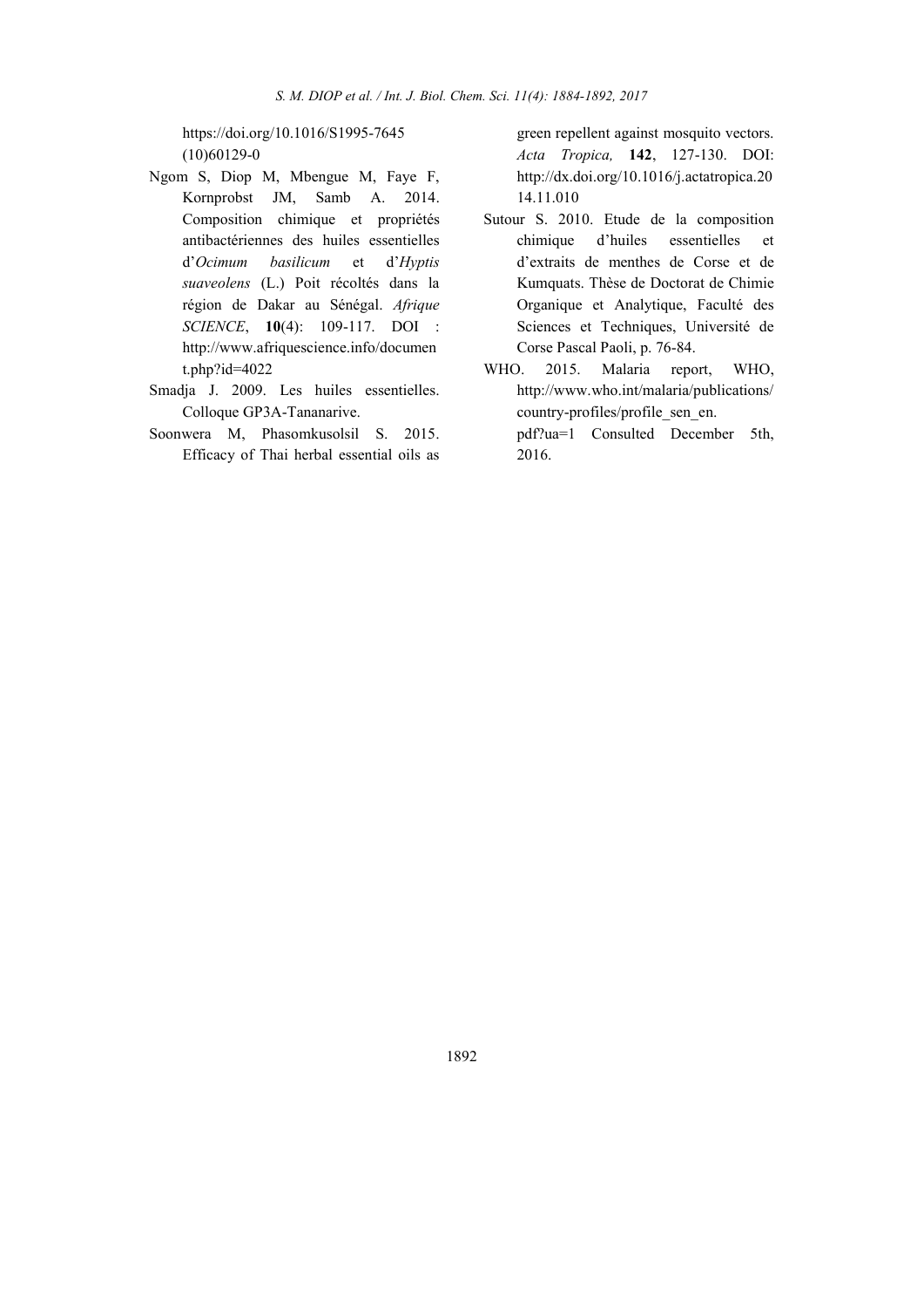https://doi.org/10.1016/S1995-7645(10)60129-0

Ngom S, Diop M, Mbengue M, Faye F, Kornprobst JM, Samb A. 2014. Composition chimique et propriétés antibactériennes des huiles essentielles d'*Ocimum basilicum* et d'*Hyptis suaveolens* (L.) Poit récoltés dans la région de Dakar au Sénégal. *Afrique SCIENCE*, **10**(4): 109-117. DOI : http://www.afriquescience.info/document.php?id=4022

Smadja J. 2009. Les huiles essentielles. Colloque GP3A-Tananarive.

Soonwera M, Phasomkusolsil S. 2015. Efficacy of Thai herbal essential oils as green repellent against mosquito vectors. *Acta Tropica,* **142**, 127-130. DOI: http://dx.doi.org/10.1016/j.actatropica.2014.11.010

Sutour S. 2010. Etude de la composition chimique d'huiles essentielles et d'extraits de menthes de Corse et de Kumquats. Thèse de Doctorat de Chimie Organique et Analytique, Faculté des Sciences et Techniques, Université de Corse Pascal Paoli, p. 76-84.

WHO. 2015. Malaria report, WHO, http://www.who.int/malaria/publications/country-profiles/profile_sen_en.pdf?ua=1 Consulted December 5th, 2016.